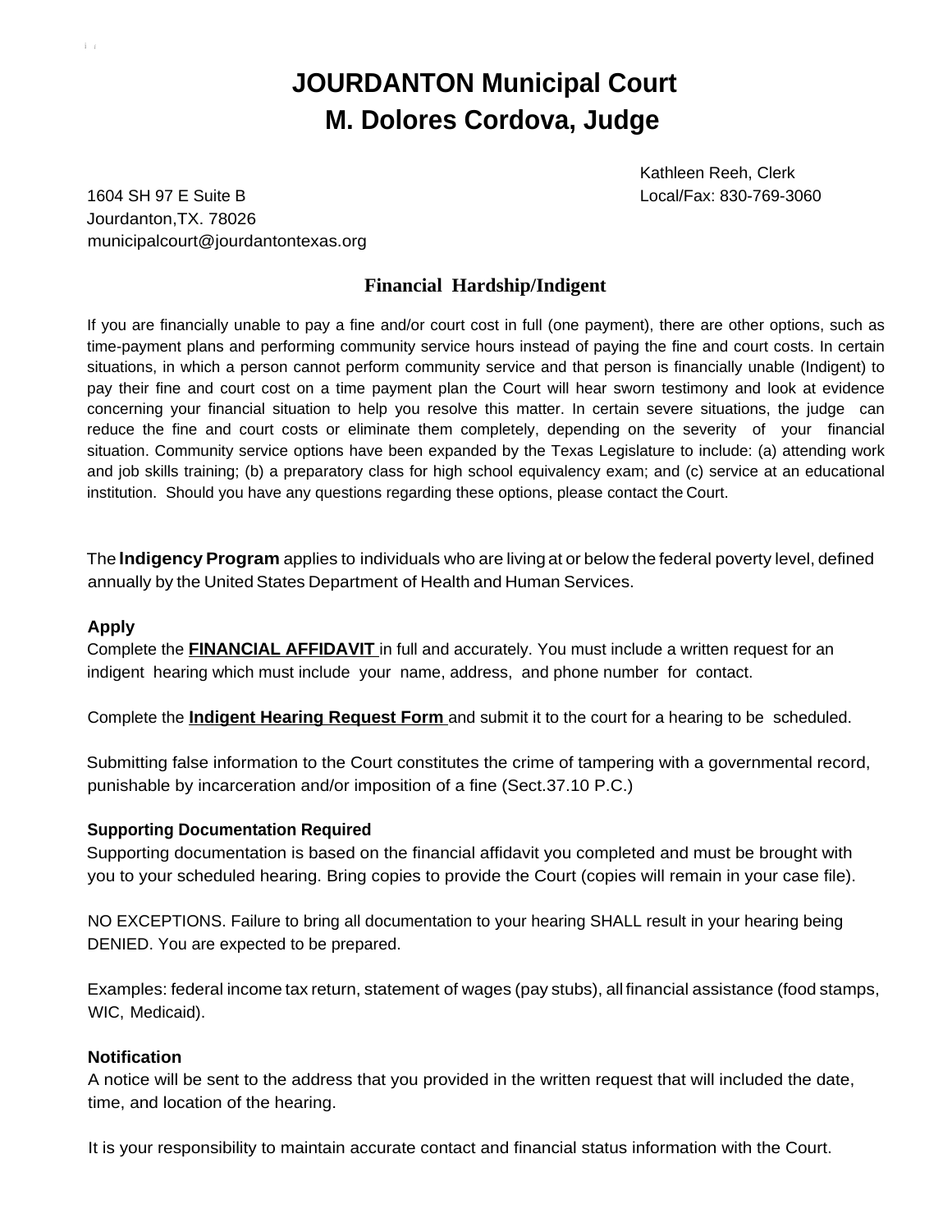# JOURDANTON Municipal Court
# M. Dolores Cordova, Judge

1604 SH 97 E Suite B
Jourdanton,TX. 78026
municipalcourt@jourdantontexas.org

Kathleen Reeh, Clerk
Local/Fax: 830-769-3060

## Financial Hardship/Indigent

If you are financially unable to pay a fine and/or court cost in full (one payment), there are other options, such as time-payment plans and performing community service hours instead of paying the fine and court costs. In certain situations, in which a person cannot perform community service and that person is financially unable (Indigent) to pay their fine and court cost on a time payment plan the Court will hear sworn testimony and look at evidence concerning your financial situation to help you resolve this matter. In certain severe situations, the judge can reduce the fine and court costs or eliminate them completely, depending on the severity of your financial situation. Community service options have been expanded by the Texas Legislature to include: (a) attending work and job skills training; (b) a preparatory class for high school equivalency exam; and (c) service at an educational institution. Should you have any questions regarding these options, please contact the Court.

The **Indigency Program** applies to individuals who are living at or below the federal poverty level, defined annually by the United States Department of Health and Human Services.

### Apply

Complete the **FINANCIAL AFFIDAVIT** in full and accurately. You must include a written request for an indigent hearing which must include your name, address, and phone number for contact.

Complete the **Indigent Hearing Request Form** and submit it to the court for a hearing to be scheduled.

Submitting false information to the Court constitutes the crime of tampering with a governmental record, punishable by incarceration and/or imposition of a fine (Sect.37.10 P.C.)

### Supporting Documentation Required

Supporting documentation is based on the financial affidavit you completed and must be brought with you to your scheduled hearing. Bring copies to provide the Court (copies will remain in your case file).

NO EXCEPTIONS. Failure to bring all documentation to your hearing SHALL result in your hearing being DENIED. You are expected to be prepared.

Examples: federal income tax return, statement of wages (pay stubs), all financial assistance (food stamps, WIC, Medicaid).

### Notification

A notice will be sent to the address that you provided in the written request that will included the date, time, and location of the hearing.

It is your responsibility to maintain accurate contact and financial status information with the Court.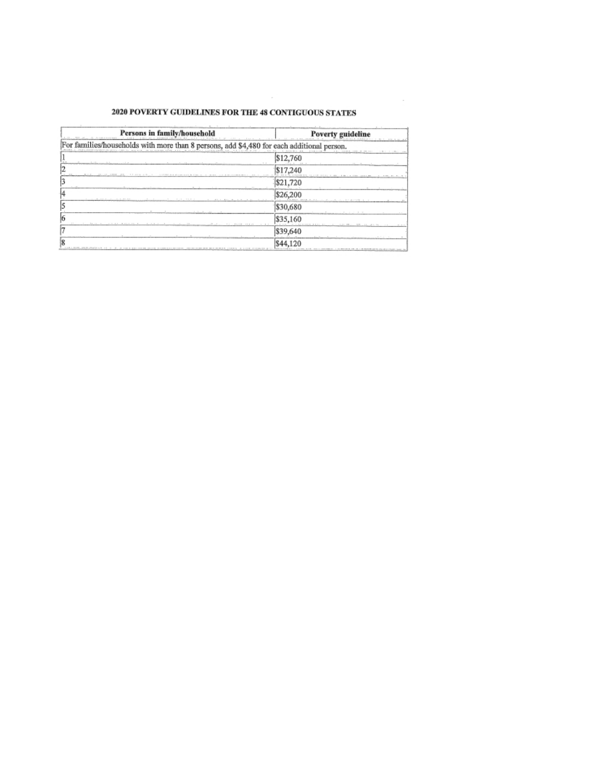**2020 POVERTY GUIDELINES FOR THE 48 CONTIGUOUS STATES**

| Persons in family/household | Poverty guideline |
|---|---|
| For families/households with more than 8 persons, add $4,480 for each additional person. | |
| 1 | $12,760 |
| 2 | $17,240 |
| 3 | $21,720 |
| 4 | $26,200 |
| 5 | $30,680 |
| 6 | $35,160 |
| 7 | $39,640 |
| 8 | $44,120 |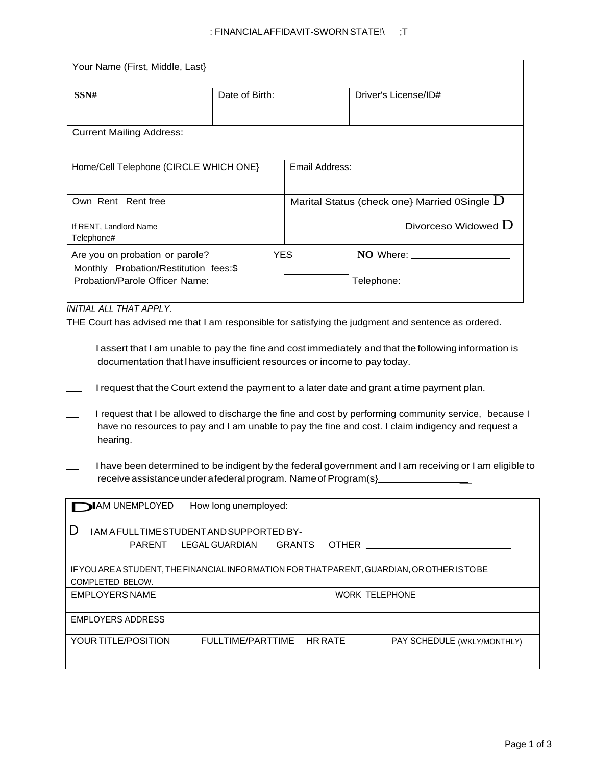# : FINANCIAL AFFIDAVIT-SWORN STATE!\ ;T

| Your Name (First, Middle, Last} | | |
|---|---|---|
| **SSN#** | Date of Birth: | Driver's License/ID# |
| Current Mailing Address: | | |

| Home/Cell Telephone (CIRCLE WHICH ONE} | Email Address: |
|---|---|
| Own Rent Rent free<br><br>If RENT, Landlord Name ____________<br>Telephone# | Marital Status (check one} Married 0Single D<br><br>Divorceso Widowed D |
| Are you on probation or parole? YES **NO** Where: ____________________<br>Monthly Probation/Restitution fees:$ ____________<br>Probation/Parole Officer Name: ____________________________ Telephone: | |

*INITIAL ALL THAT APPLY.*

THE Court has advised me that I am responsible for satisfying the judgment and sentence as ordered.

___ I assert that I am unable to pay the fine and cost immediately and that the following information is documentation that I have insufficient resources or income to pay today.

___ I request that the Court extend the payment to a later date and grant a time payment plan.

___ I request that I be allowed to discharge the fine and cost by performing community service, because I have no resources to pay and I am unable to pay the fine and cost. I claim indigency and request a hearing.

___ I have been determined to be indigent by the federal government and I am receiving or I am eligible to receive assistance under a federal program. Name of Program(s} ________________

| | | | |
|---|---|---|---|
| D I AM UNEMPLOYED How long unemployed: ________________<br><br>D I AM A FULLTIME STUDENT AND SUPPORTED BY-<br>PARENT LEGAL GUARDIAN GRANTS OTHER ______________________________<br><br>IF YOU ARE A STUDENT, THE FINANCIAL INFORMATION FOR THAT PARENT, GUARDIAN, OR OTHER IS TO BE COMPLETED BELOW. | | | |
| EMPLOYERS NAME | | WORK TELEPHONE | |
| EMPLOYERS ADDRESS | | | |
| YOUR TITLE/POSITION | FULLTIME/PARTTIME | HR RATE | PAY SCHEDULE (WKLY/MONTHLY) |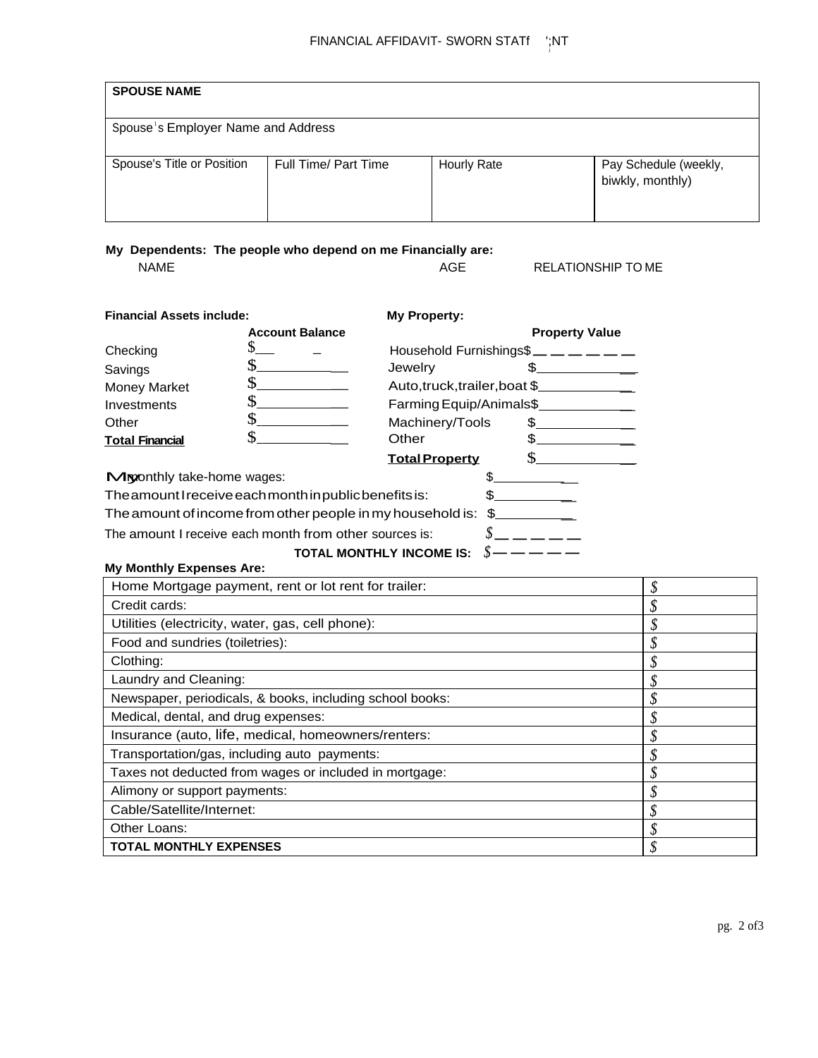# FINANCIAL AFFIDAVIT- SWORN STATf ';NT

| **SPOUSE NAME** | | | |
|---|---|---|---|
| Spouse's Employer Name and Address | | | |
| Spouse's Title or Position | Full Time/ Part Time | Hourly Rate | Pay Schedule (weekly, biwkly, monthly) |

**My Dependents: The people who depend on me Financially are:**

NAME AGE RELATIONSHIP TO ME

| **Financial Assets include:** | **Account Balance** | **My Property:** | **Property Value** |
|---|---|---|---|
| Checking | $__ _ | Household Furnishings | $_ _ _ _ _ _ |
| Savings | $____________ | Jewelry | $____________ |
| Money Market | $____________ | Auto,truck,trailer,boat | $____________ |
| Investments | $____________ | Farming Equip/Animals | $____________ |
| Other | $____________ | Machinery/Tools | $____________ |
| **Total Financial** | $____________ | Other | $____________ |
| | | **Total Property** | $____________ |

My monthly take-home wages: $__________

The amount I receive each month in public benefits is: $__________

The amount of income from other people in my household is: $__________

The amount I receive each month from other sources is: $_ _ _ _ _

**TOTAL MONTHLY INCOME IS:** $— — — — —

**My Monthly Expenses Are:**

| | |
|---|---|
| Home Mortgage payment, rent or lot rent for trailer: | $ |
| Credit cards: | $ |
| Utilities (electricity, water, gas, cell phone): | $ |
| Food and sundries (toiletries): | $ |
| Clothing: | $ |
| Laundry and Cleaning: | $ |
| Newspaper, periodicals, & books, including school books: | $ |
| Medical, dental, and drug expenses: | $ |
| Insurance (auto, life, medical, homeowners/renters: | $ |
| Transportation/gas, including auto payments: | $ |
| Taxes not deducted from wages or included in mortgage: | $ |
| Alimony or support payments: | $ |
| Cable/Satellite/Internet: | $ |
| Other Loans: | $ |
| **TOTAL MONTHLY EXPENSES** | $ |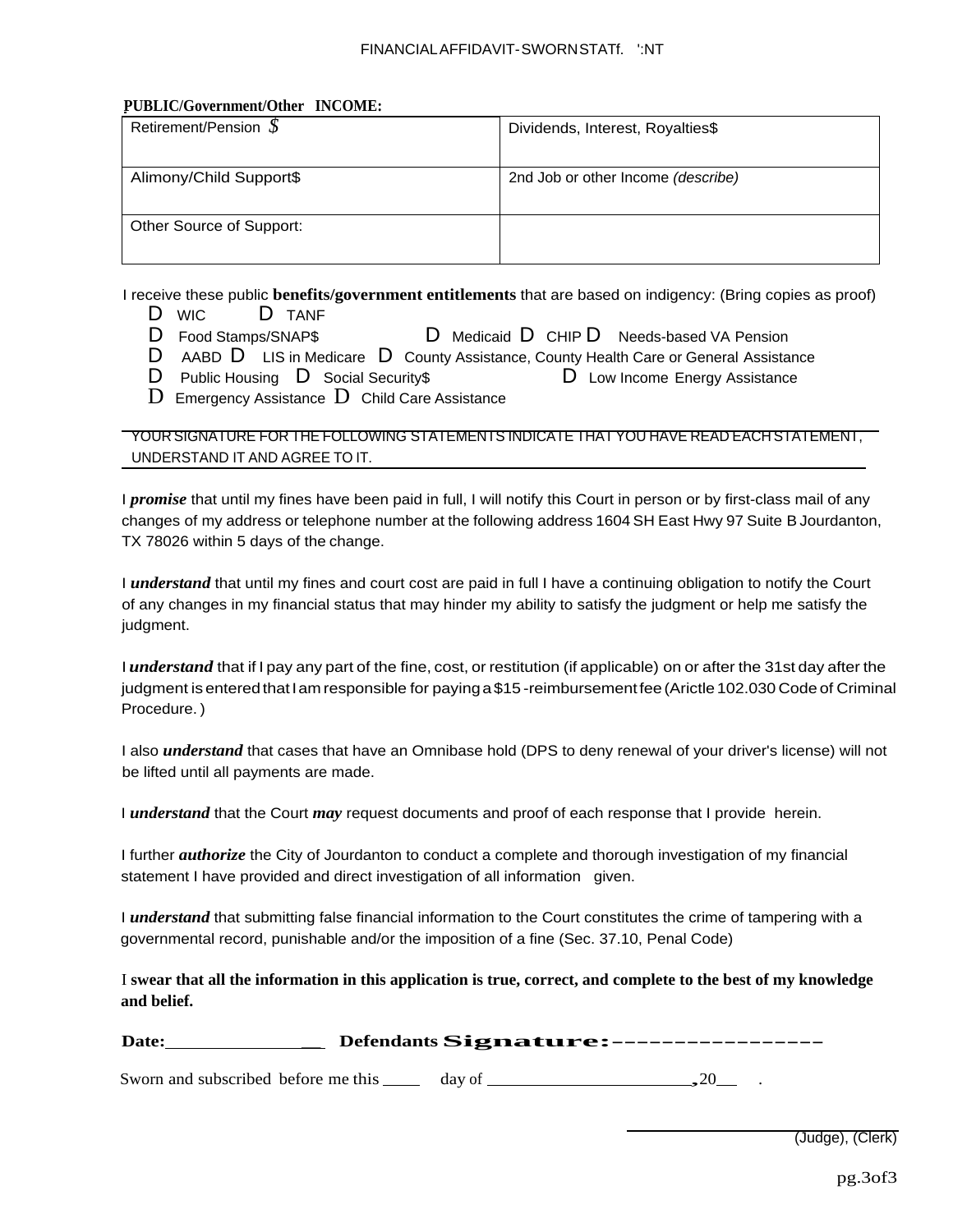FINANCIAL AFFIDAVIT-SWORN STATf. ':NT

**PUBLIC/Government/Other INCOME:**

| | |
|---|---|
| Retirement/Pension $ | Dividends, Interest, Royalties$ |
| Alimony/Child Support$ | 2nd Job or other Income *(describe)* |
| Other Source of Support: | |

I receive these public **benefits/government entitlements** that are based on indigency: (Bring copies as proof)

D WIC D TANF
D Food Stamps/SNAP$ D Medicaid D CHIP D Needs-based VA Pension
D AABD D LIS in Medicare D County Assistance, County Health Care or General Assistance
D Public Housing D Social Security$ D Low Income Energy Assistance
D Emergency Assistance D Child Care Assistance

YOUR SIGNATURE FOR THE FOLLOWING STATEMENTS INDICATE THAT YOU HAVE READ EACH STATEMENT, UNDERSTAND IT AND AGREE TO IT.

I ***promise*** that until my fines have been paid in full, I will notify this Court in person or by first-class mail of any changes of my address or telephone number at the following address 1604 SH East Hwy 97 Suite B Jourdanton, TX 78026 within 5 days of the change.

I ***understand*** that until my fines and court cost are paid in full I have a continuing obligation to notify the Court of any changes in my financial status that may hinder my ability to satisfy the judgment or help me satisfy the judgment.

I ***understand*** that if I pay any part of the fine, cost, or restitution (if applicable) on or after the 31st day after the judgment is entered that I am responsible for paying a $15 -reimbursement fee (Arictle 102.030 Code of Criminal Procedure. )

I also ***understand*** that cases that have an Omnibase hold (DPS to deny renewal of your driver's license) will not be lifted until all payments are made.

I ***understand*** that the Court ***may*** request documents and proof of each response that I provide herein.

I further ***authorize*** the City of Jourdanton to conduct a complete and thorough investigation of my financial statement I have provided and direct investigation of all information given.

I ***understand*** that submitting false financial information to the Court constitutes the crime of tampering with a governmental record, punishable and/or the imposition of a fine (Sec. 37.10, Penal Code)

I **swear that all the information in this application is true, correct, and complete to the best of my knowledge and belief.**

**Date:**_________________ **Defendants Signature:**------------------

Sworn and subscribed before me this _____ day of _________________________, 20___ .

_________________________
(Judge), (Clerk)